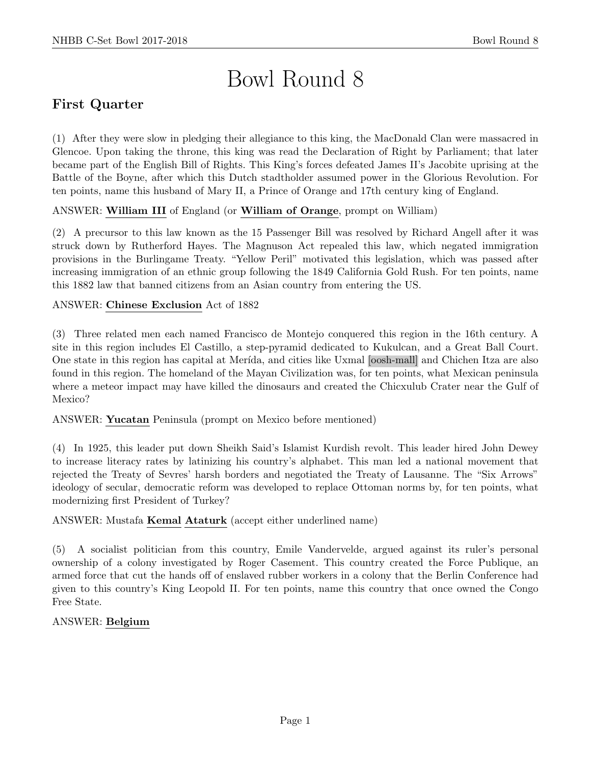# Bowl Round 8

## First Quarter

(1) After they were slow in pledging their allegiance to this king, the MacDonald Clan were massacred in Glencoe. Upon taking the throne, this king was read the Declaration of Right by Parliament; that later became part of the English Bill of Rights. This King's forces defeated James II's Jacobite uprising at the Battle of the Boyne, after which this Dutch stadtholder assumed power in the Glorious Revolution. For ten points, name this husband of Mary II, a Prince of Orange and 17th century king of England.

ANSWER: **William III** of England (or **William of Orange**, prompt on William)

(2) A precursor to this law known as the 15 Passenger Bill was resolved by Richard Angell after it was struck down by Rutherford Hayes. The Magnuson Act repealed this law, which negated immigration provisions in the Burlingame Treaty. "Yellow Peril" motivated this legislation, which was passed after increasing immigration of an ethnic group following the 1849 California Gold Rush. For ten points, name this 1882 law that banned citizens from an Asian country from entering the US.

ANSWER: **Chinese Exclusion** Act of 1882

(3) Three related men each named Francisco de Montejo conquered this region in the 16th century. A site in this region includes El Castillo, a step-pyramid dedicated to Kukulcan, and a Great Ball Court. One state in this region has capital at Merída, and cities like Uxmal [oosh-mall] and Chichen Itza are also found in this region. The homeland of the Mayan Civilization was, for ten points, what Mexican peninsula where a meteor impact may have killed the dinosaurs and created the Chicxulub Crater near the Gulf of Mexico?

ANSWER: **Yucatan** Peninsula (prompt on Mexico before mentioned)

(4) In 1925, this leader put down Sheikh Said's Islamist Kurdish revolt. This leader hired John Dewey to increase literacy rates by latinizing his country's alphabet. This man led a national movement that rejected the Treaty of Sevres' harsh borders and negotiated the Treaty of Lausanne. The "Six Arrows" ideology of secular, democratic reform was developed to replace Ottoman norms by, for ten points, what modernizing first President of Turkey?

ANSWER: Mustafa **Kemal** **Ataturk** (accept either underlined name)

(5) A socialist politician from this country, Emile Vandervelde, argued against its ruler's personal ownership of a colony investigated by Roger Casement. This country created the Force Publique, an armed force that cut the hands off of enslaved rubber workers in a colony that the Berlin Conference had given to this country's King Leopold II. For ten points, name this country that once owned the Congo Free State.

ANSWER: **Belgium**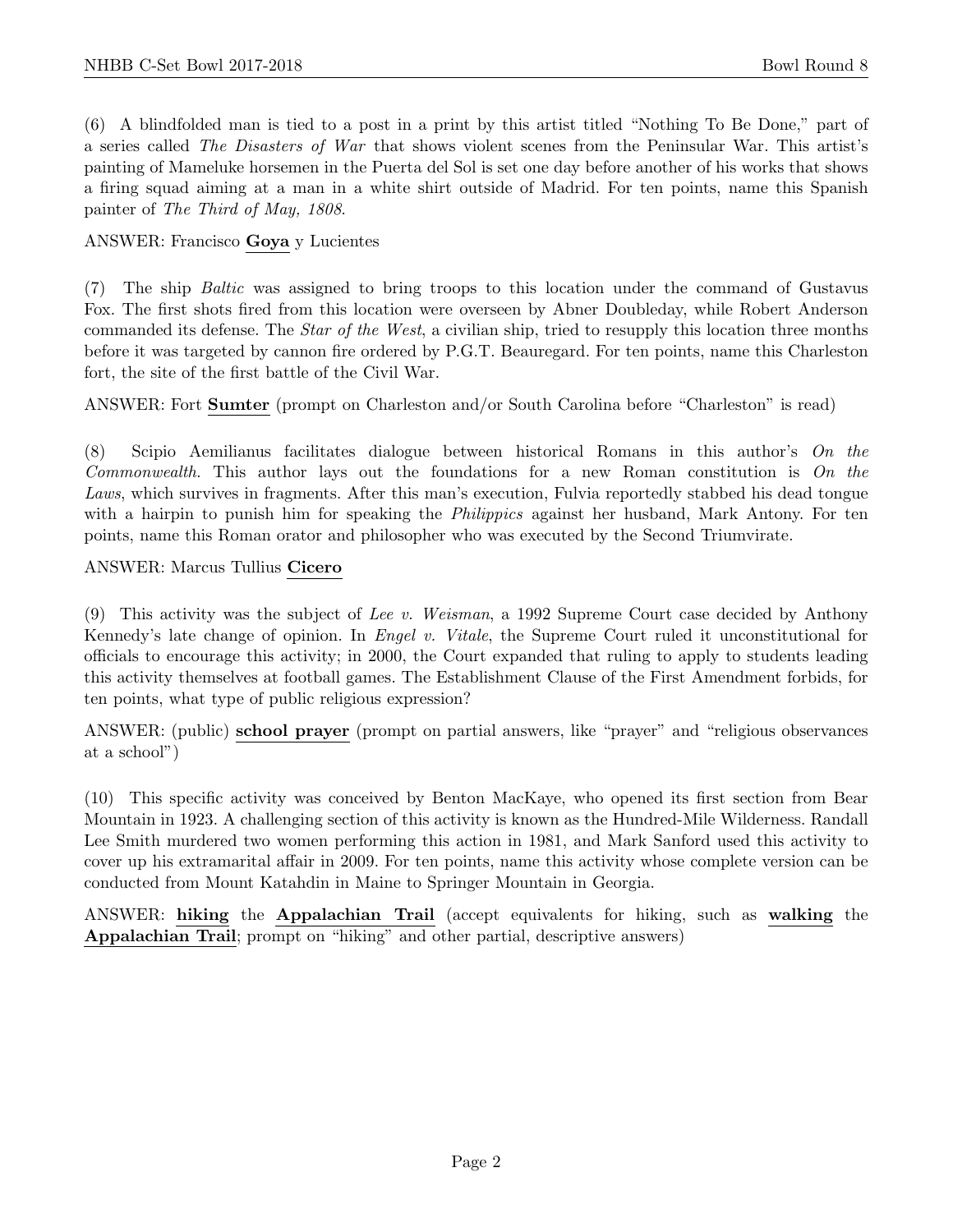(6) A blindfolded man is tied to a post in a print by this artist titled "Nothing To Be Done," part of a series called *The Disasters of War* that shows violent scenes from the Peninsular War. This artist's painting of Mameluke horsemen in the Puerta del Sol is set one day before another of his works that shows a firing squad aiming at a man in a white shirt outside of Madrid. For ten points, name this Spanish painter of *The Third of May, 1808*.

ANSWER: Francisco **Goya** y Lucientes

(7) The ship *Baltic* was assigned to bring troops to this location under the command of Gustavus Fox. The first shots fired from this location were overseen by Abner Doubleday, while Robert Anderson commanded its defense. The *Star of the West*, a civilian ship, tried to resupply this location three months before it was targeted by cannon fire ordered by P.G.T. Beauregard. For ten points, name this Charleston fort, the site of the first battle of the Civil War.

ANSWER: Fort **Sumter** (prompt on Charleston and/or South Carolina before "Charleston" is read)

(8) Scipio Aemilianus facilitates dialogue between historical Romans in this author's *On the Commonwealth*. This author lays out the foundations for a new Roman constitution is *On the Laws*, which survives in fragments. After this man's execution, Fulvia reportedly stabbed his dead tongue with a hairpin to punish him for speaking the *Philippics* against her husband, Mark Antony. For ten points, name this Roman orator and philosopher who was executed by the Second Triumvirate.

ANSWER: Marcus Tullius **Cicero**

(9) This activity was the subject of *Lee v. Weisman*, a 1992 Supreme Court case decided by Anthony Kennedy's late change of opinion. In *Engel v. Vitale*, the Supreme Court ruled it unconstitutional for officials to encourage this activity; in 2000, the Court expanded that ruling to apply to students leading this activity themselves at football games. The Establishment Clause of the First Amendment forbids, for ten points, what type of public religious expression?

ANSWER: (public) **school prayer** (prompt on partial answers, like "prayer" and "religious observances at a school")

(10) This specific activity was conceived by Benton MacKaye, who opened its first section from Bear Mountain in 1923. A challenging section of this activity is known as the Hundred-Mile Wilderness. Randall Lee Smith murdered two women performing this action in 1981, and Mark Sanford used this activity to cover up his extramarital affair in 2009. For ten points, name this activity whose complete version can be conducted from Mount Katahdin in Maine to Springer Mountain in Georgia.

ANSWER: **hiking** the **Appalachian Trail** (accept equivalents for hiking, such as **walking** the **Appalachian Trail**; prompt on "hiking" and other partial, descriptive answers)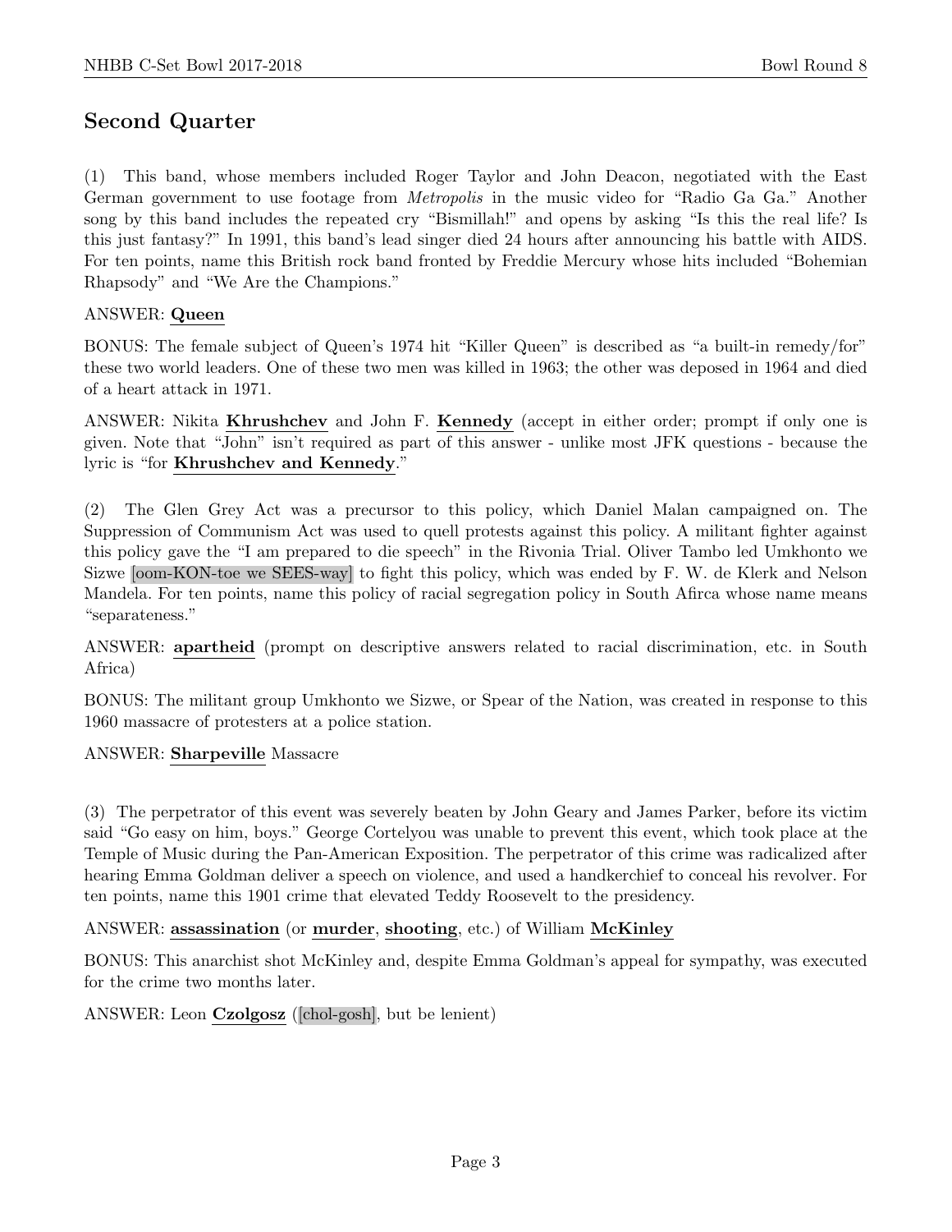## Second Quarter

(1) This band, whose members included Roger Taylor and John Deacon, negotiated with the East German government to use footage from *Metropolis* in the music video for "Radio Ga Ga." Another song by this band includes the repeated cry "Bismillah!" and opens by asking "Is this the real life? Is this just fantasy?" In 1991, this band's lead singer died 24 hours after announcing his battle with AIDS. For ten points, name this British rock band fronted by Freddie Mercury whose hits included "Bohemian Rhapsody" and "We Are the Champions."

ANSWER: **Queen**

BONUS: The female subject of Queen's 1974 hit "Killer Queen" is described as "a built-in remedy/for" these two world leaders. One of these two men was killed in 1963; the other was deposed in 1964 and died of a heart attack in 1971.

ANSWER: Nikita **Khrushchev** and John F. **Kennedy** (accept in either order; prompt if only one is given. Note that "John" isn't required as part of this answer - unlike most JFK questions - because the lyric is "for **Khrushchev and Kennedy**."

(2) The Glen Grey Act was a precursor to this policy, which Daniel Malan campaigned on. The Suppression of Communism Act was used to quell protests against this policy. A militant fighter against this policy gave the "I am prepared to die speech" in the Rivonia Trial. Oliver Tambo led Umkhonto we Sizwe [oom-KON-toe we SEES-way] to fight this policy, which was ended by F. W. de Klerk and Nelson Mandela. For ten points, name this policy of racial segregation policy in South Afirca whose name means "separateness."

ANSWER: **apartheid** (prompt on descriptive answers related to racial discrimination, etc. in South Africa)

BONUS: The militant group Umkhonto we Sizwe, or Spear of the Nation, was created in response to this 1960 massacre of protesters at a police station.

ANSWER: **Sharpeville** Massacre

(3) The perpetrator of this event was severely beaten by John Geary and James Parker, before its victim said "Go easy on him, boys." George Cortelyou was unable to prevent this event, which took place at the Temple of Music during the Pan-American Exposition. The perpetrator of this crime was radicalized after hearing Emma Goldman deliver a speech on violence, and used a handkerchief to conceal his revolver. For ten points, name this 1901 crime that elevated Teddy Roosevelt to the presidency.

ANSWER: **assassination** (or **murder**, **shooting**, etc.) of William **McKinley**

BONUS: This anarchist shot McKinley and, despite Emma Goldman's appeal for sympathy, was executed for the crime two months later.

ANSWER: Leon **Czolgosz** ([chol-gosh], but be lenient)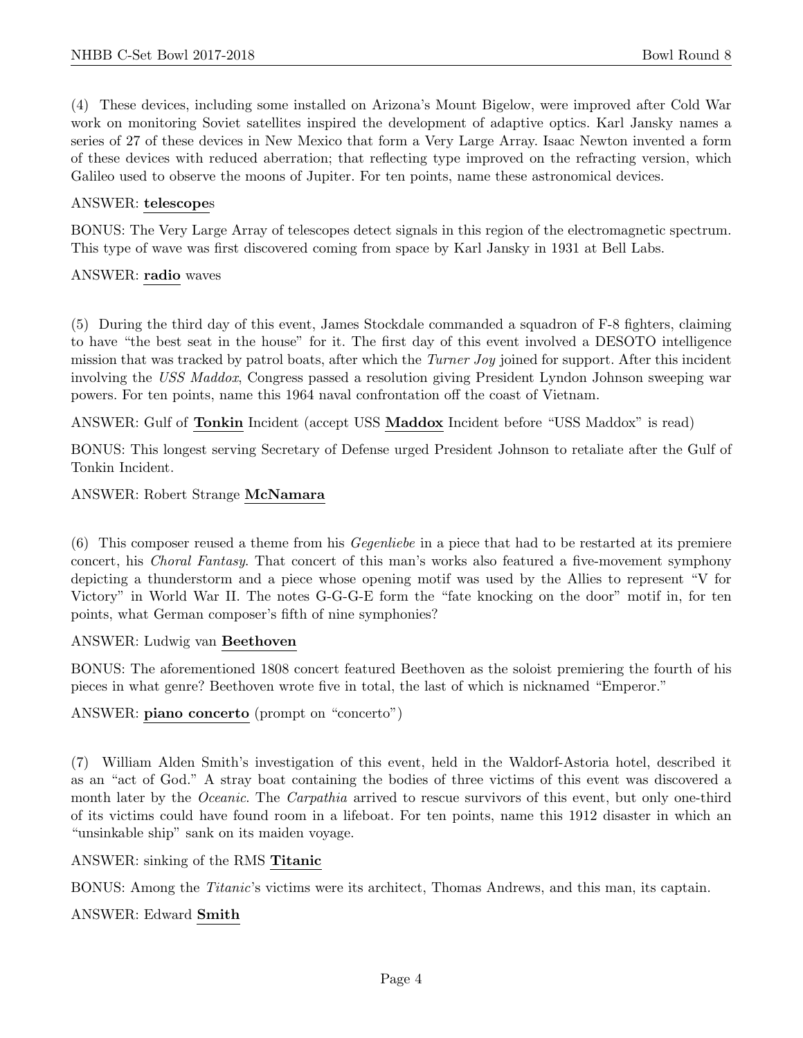(4) These devices, including some installed on Arizona's Mount Bigelow, were improved after Cold War work on monitoring Soviet satellites inspired the development of adaptive optics. Karl Jansky names a series of 27 of these devices in New Mexico that form a Very Large Array. Isaac Newton invented a form of these devices with reduced aberration; that reflecting type improved on the refracting version, which Galileo used to observe the moons of Jupiter. For ten points, name these astronomical devices.

ANSWER: **telescope**s

BONUS: The Very Large Array of telescopes detect signals in this region of the electromagnetic spectrum. This type of wave was first discovered coming from space by Karl Jansky in 1931 at Bell Labs.

ANSWER: **radio** waves

(5) During the third day of this event, James Stockdale commanded a squadron of F-8 fighters, claiming to have "the best seat in the house" for it. The first day of this event involved a DESOTO intelligence mission that was tracked by patrol boats, after which the *Turner Joy* joined for support. After this incident involving the *USS Maddox*, Congress passed a resolution giving President Lyndon Johnson sweeping war powers. For ten points, name this 1964 naval confrontation off the coast of Vietnam.

ANSWER: Gulf of **Tonkin** Incident (accept USS **Maddox** Incident before "USS Maddox" is read)

BONUS: This longest serving Secretary of Defense urged President Johnson to retaliate after the Gulf of Tonkin Incident.

ANSWER: Robert Strange **McNamara**

(6) This composer reused a theme from his *Gegenliebe* in a piece that had to be restarted at its premiere concert, his *Choral Fantasy*. That concert of this man's works also featured a five-movement symphony depicting a thunderstorm and a piece whose opening motif was used by the Allies to represent "V for Victory" in World War II. The notes G-G-G-E form the "fate knocking on the door" motif in, for ten points, what German composer's fifth of nine symphonies?

ANSWER: Ludwig van **Beethoven**

BONUS: The aforementioned 1808 concert featured Beethoven as the soloist premiering the fourth of his pieces in what genre? Beethoven wrote five in total, the last of which is nicknamed "Emperor."

ANSWER: **piano concerto** (prompt on "concerto")

(7) William Alden Smith's investigation of this event, held in the Waldorf-Astoria hotel, described it as an "act of God." A stray boat containing the bodies of three victims of this event was discovered a month later by the *Oceanic*. The *Carpathia* arrived to rescue survivors of this event, but only one-third of its victims could have found room in a lifeboat. For ten points, name this 1912 disaster in which an "unsinkable ship" sank on its maiden voyage.

ANSWER: sinking of the RMS **Titanic**

BONUS: Among the *Titanic*'s victims were its architect, Thomas Andrews, and this man, its captain.

ANSWER: Edward **Smith**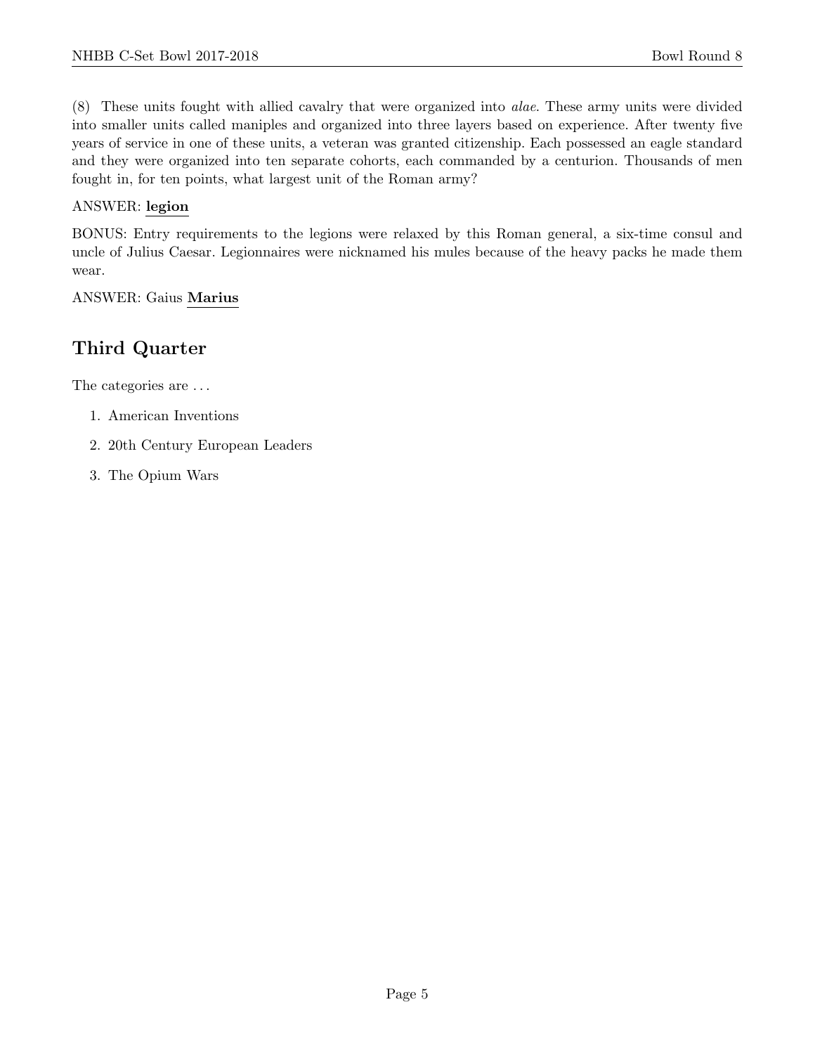(8) These units fought with allied cavalry that were organized into *alae*. These army units were divided into smaller units called maniples and organized into three layers based on experience. After twenty five years of service in one of these units, a veteran was granted citizenship. Each possessed an eagle standard and they were organized into ten separate cohorts, each commanded by a centurion. Thousands of men fought in, for ten points, what largest unit of the Roman army?

ANSWER: **legion**

BONUS: Entry requirements to the legions were relaxed by this Roman general, a six-time consul and uncle of Julius Caesar. Legionnaires were nicknamed his mules because of the heavy packs he made them wear.

ANSWER: Gaius **Marius**

## Third Quarter

The categories are . . .

1. American Inventions
2. 20th Century European Leaders
3. The Opium Wars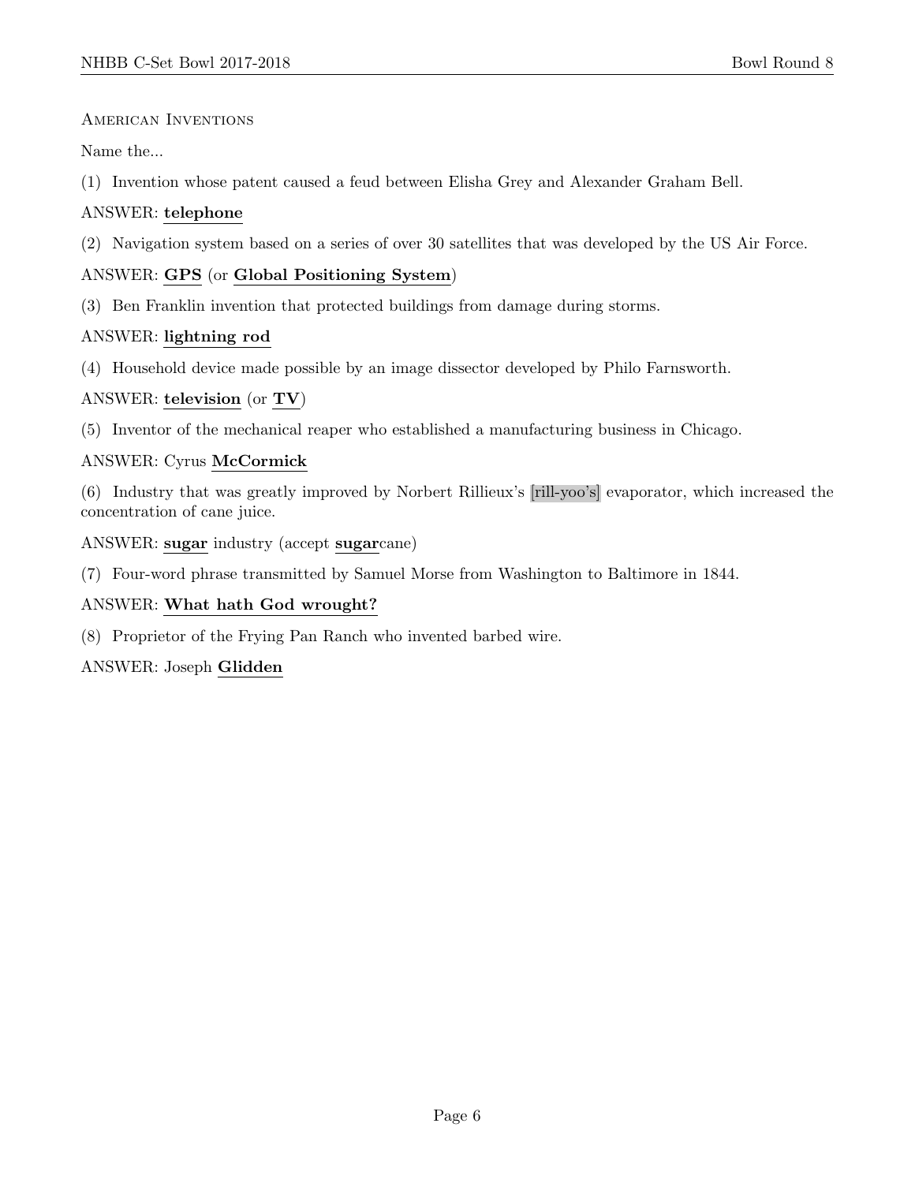## American Inventions

Name the...

(1) Invention whose patent caused a feud between Elisha Grey and Alexander Graham Bell.

ANSWER: **telephone**

(2) Navigation system based on a series of over 30 satellites that was developed by the US Air Force.

ANSWER: **GPS** (or **Global Positioning System**)

(3) Ben Franklin invention that protected buildings from damage during storms.

ANSWER: **lightning rod**

(4) Household device made possible by an image dissector developed by Philo Farnsworth.

ANSWER: **television** (or **TV**)

(5) Inventor of the mechanical reaper who established a manufacturing business in Chicago.

ANSWER: Cyrus **McCormick**

(6) Industry that was greatly improved by Norbert Rillieux's [rill-yoo's] evaporator, which increased the concentration of cane juice.

ANSWER: **sugar** industry (accept **sugar**cane)

(7) Four-word phrase transmitted by Samuel Morse from Washington to Baltimore in 1844.

ANSWER: **What hath God wrought?**

(8) Proprietor of the Frying Pan Ranch who invented barbed wire.

ANSWER: Joseph **Glidden**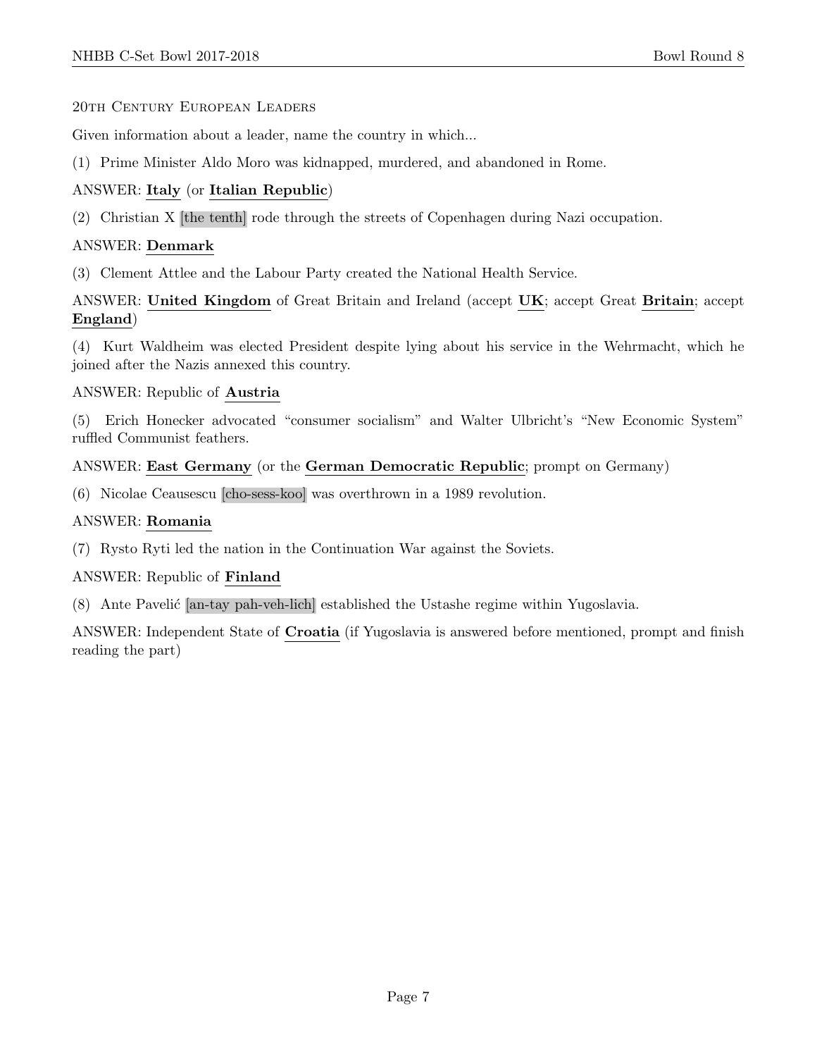## 20th Century European Leaders

Given information about a leader, name the country in which...

(1) Prime Minister Aldo Moro was kidnapped, murdered, and abandoned in Rome.

ANSWER: **Italy** (or **Italian Republic**)

(2) Christian X [the tenth] rode through the streets of Copenhagen during Nazi occupation.

ANSWER: **Denmark**

(3) Clement Attlee and the Labour Party created the National Health Service.

ANSWER: **United Kingdom** of Great Britain and Ireland (accept **UK**; accept Great **Britain**; accept **England**)

(4) Kurt Waldheim was elected President despite lying about his service in the Wehrmacht, which he joined after the Nazis annexed this country.

ANSWER: Republic of **Austria**

(5) Erich Honecker advocated "consumer socialism" and Walter Ulbricht's "New Economic System" ruffled Communist feathers.

ANSWER: **East Germany** (or the **German Democratic Republic**; prompt on Germany)

(6) Nicolae Ceausescu [cho-sess-koo] was overthrown in a 1989 revolution.

ANSWER: **Romania**

(7) Rysto Ryti led the nation in the Continuation War against the Soviets.

ANSWER: Republic of **Finland**

(8) Ante Pavelić [an-tay pah-veh-lich] established the Ustashe regime within Yugoslavia.

ANSWER: Independent State of **Croatia** (if Yugoslavia is answered before mentioned, prompt and finish reading the part)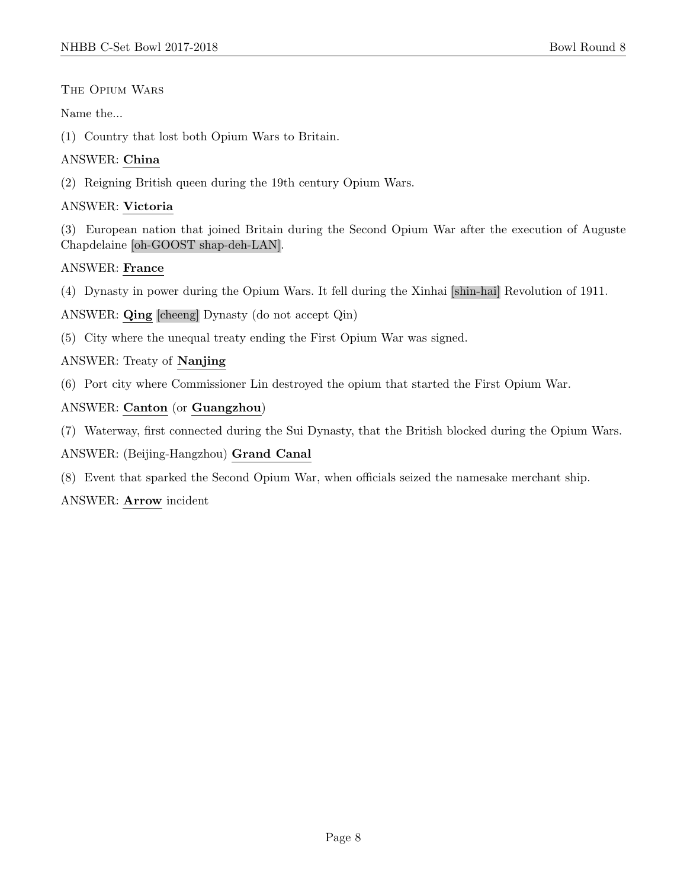The Opium Wars

Name the...

(1) Country that lost both Opium Wars to Britain.

ANSWER: **China**

(2) Reigning British queen during the 19th century Opium Wars.

ANSWER: **Victoria**

(3) European nation that joined Britain during the Second Opium War after the execution of Auguste Chapdelaine [oh-GOOST shap-deh-LAN].

ANSWER: **France**

(4) Dynasty in power during the Opium Wars. It fell during the Xinhai [shin-hai] Revolution of 1911.

ANSWER: **Qing** [cheeng] Dynasty (do not accept Qin)

(5) City where the unequal treaty ending the First Opium War was signed.

ANSWER: Treaty of **Nanjing**

(6) Port city where Commissioner Lin destroyed the opium that started the First Opium War.

ANSWER: **Canton** (or **Guangzhou**)

(7) Waterway, first connected during the Sui Dynasty, that the British blocked during the Opium Wars.

ANSWER: (Beijing-Hangzhou) **Grand Canal**

(8) Event that sparked the Second Opium War, when officials seized the namesake merchant ship.

ANSWER: **Arrow** incident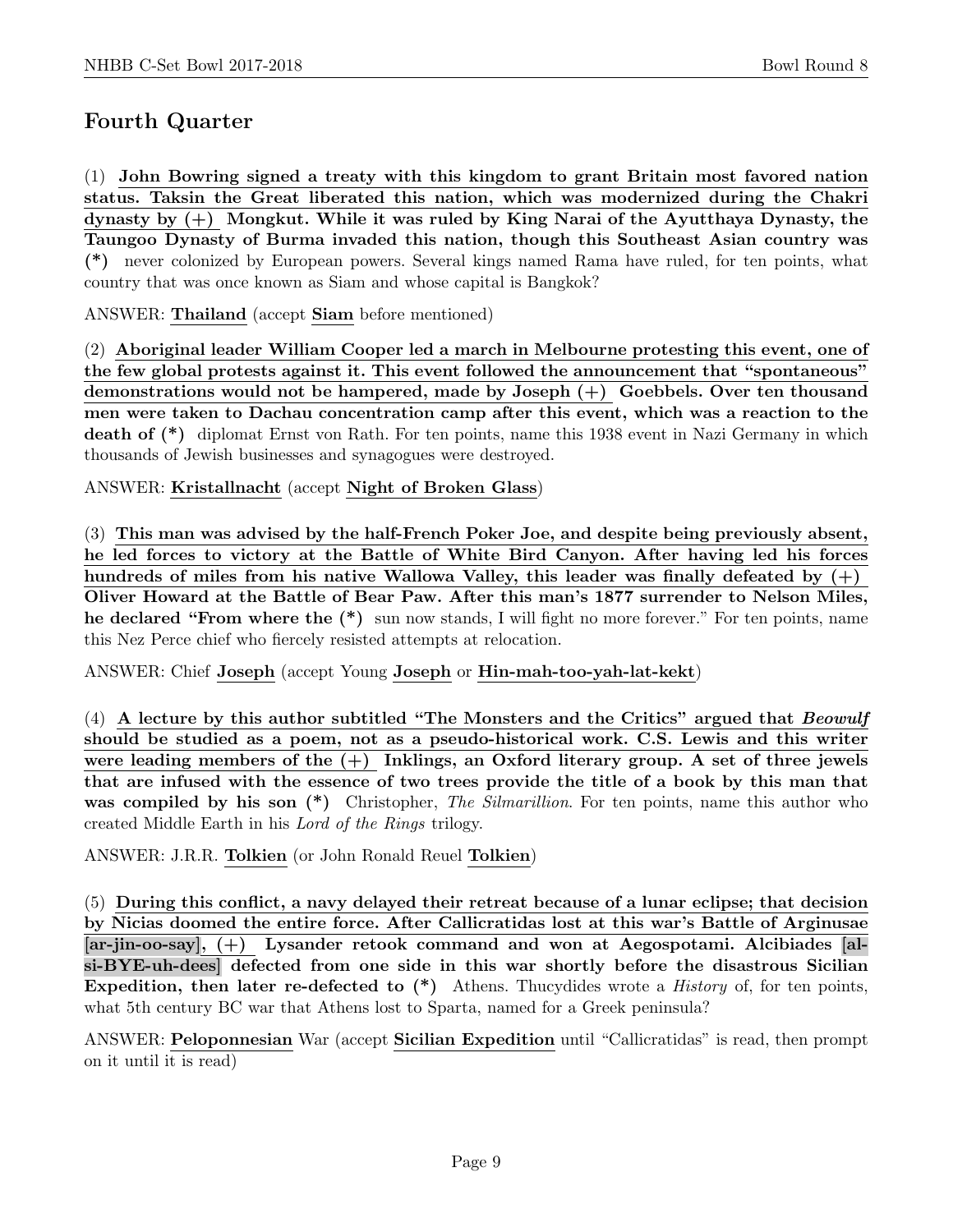## Fourth Quarter

(1) **John Bowring signed a treaty with this kingdom to grant Britain most favored nation status. Taksin the Great liberated this nation, which was modernized during the Chakri dynasty by (+) Mongkut. While it was ruled by King Narai of the Ayutthaya Dynasty, the Taungoo Dynasty of Burma invaded this nation, though this Southeast Asian country was (*)** never colonized by European powers. Several kings named Rama have ruled, for ten points, what country that was once known as Siam and whose capital is Bangkok?

ANSWER: **Thailand** (accept **Siam** before mentioned)

(2) **Aboriginal leader William Cooper led a march in Melbourne protesting this event, one of the few global protests against it. This event followed the announcement that "spontaneous" demonstrations would not be hampered, made by Joseph (+) Goebbels. Over ten thousand men were taken to Dachau concentration camp after this event, which was a reaction to the death of (*)** diplomat Ernst von Rath. For ten points, name this 1938 event in Nazi Germany in which thousands of Jewish businesses and synagogues were destroyed.

ANSWER: **Kristallnacht** (accept **Night of Broken Glass**)

(3) **This man was advised by the half-French Poker Joe, and despite being previously absent, he led forces to victory at the Battle of White Bird Canyon. After having led his forces hundreds of miles from his native Wallowa Valley, this leader was finally defeated by (+) Oliver Howard at the Battle of Bear Paw. After this man's 1877 surrender to Nelson Miles, he declared "From where the (*)** sun now stands, I will fight no more forever." For ten points, name this Nez Perce chief who fiercely resisted attempts at relocation.

ANSWER: Chief **Joseph** (accept Young **Joseph** or **Hin-mah-too-yah-lat-kekt**)

(4) **A lecture by this author subtitled "The Monsters and the Critics" argued that *Beowulf* should be studied as a poem, not as a pseudo-historical work. C.S. Lewis and this writer were leading members of the (+) Inklings, an Oxford literary group. A set of three jewels that are infused with the essence of two trees provide the title of a book by this man that was compiled by his son (*)** Christopher, *The Silmarillion*. For ten points, name this author who created Middle Earth in his *Lord of the Rings* trilogy.

ANSWER: J.R.R. **Tolkien** (or John Ronald Reuel **Tolkien**)

(5) **During this conflict, a navy delayed their retreat because of a lunar eclipse; that decision by Nicias doomed the entire force. After Callicratidas lost at this war's Battle of Arginusae [ar-jin-oo-say], (+) Lysander retook command and won at Aegospotami. Alcibiades [al-si-BYE-uh-dees] defected from one side in this war shortly before the disastrous Sicilian Expedition, then later re-defected to (*)** Athens. Thucydides wrote a *History* of, for ten points, what 5th century BC war that Athens lost to Sparta, named for a Greek peninsula?

ANSWER: **Peloponnesian** War (accept **Sicilian Expedition** until "Callicratidas" is read, then prompt on it until it is read)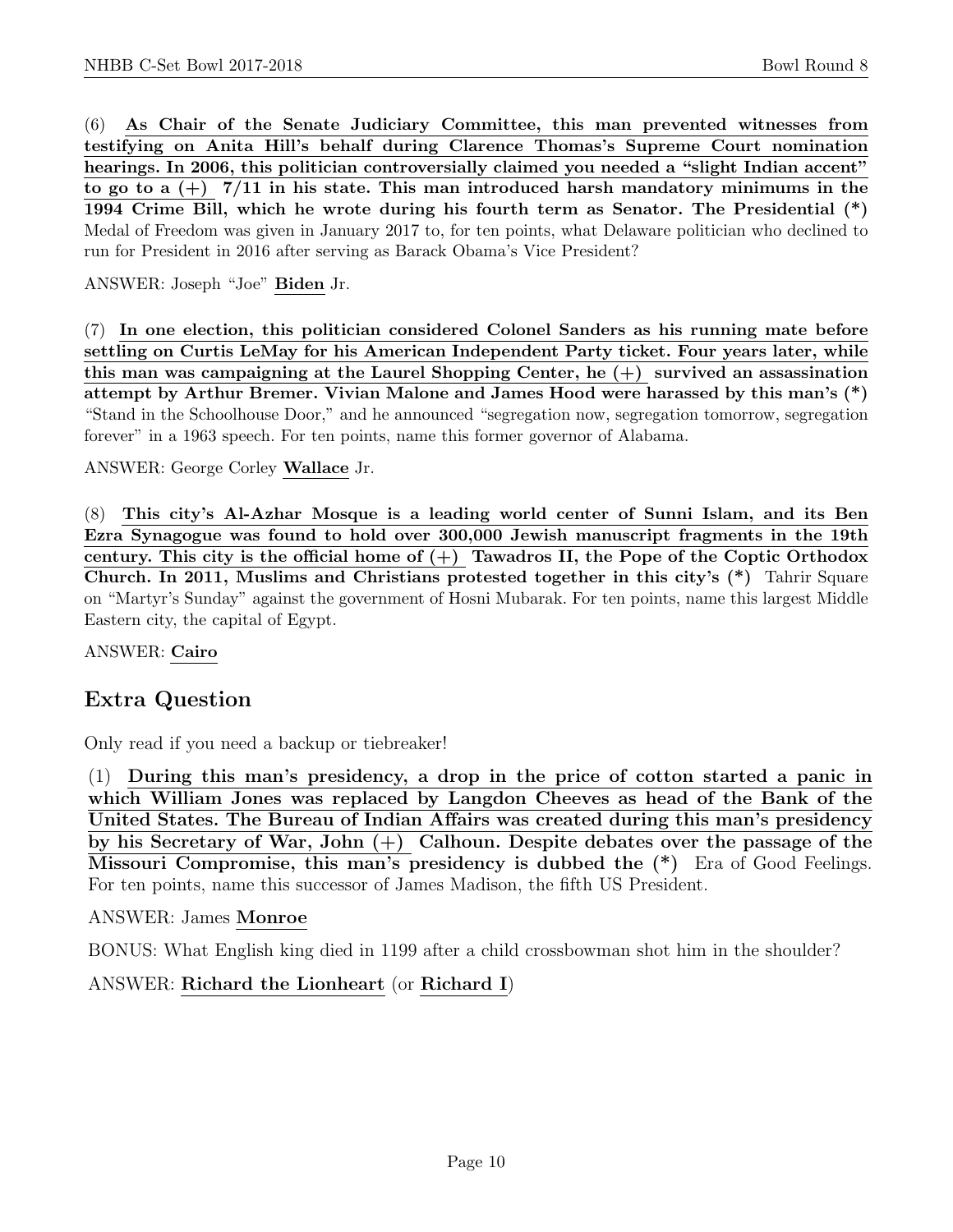(6) **As Chair of the Senate Judiciary Committee, this man prevented witnesses from testifying on Anita Hill's behalf during Clarence Thomas's Supreme Court nomination hearings. In 2006, this politician controversially claimed you needed a "slight Indian accent" to go to a (+) 7/11 in his state. This man introduced harsh mandatory minimums in the 1994 Crime Bill, which he wrote during his fourth term as Senator. The Presidential (*)** Medal of Freedom was given in January 2017 to, for ten points, what Delaware politician who declined to run for President in 2016 after serving as Barack Obama's Vice President?

ANSWER: Joseph "Joe" **Biden** Jr.

(7) **In one election, this politician considered Colonel Sanders as his running mate before settling on Curtis LeMay for his American Independent Party ticket. Four years later, while this man was campaigning at the Laurel Shopping Center, he (+) survived an assassination attempt by Arthur Bremer. Vivian Malone and James Hood were harassed by this man's (*)** "Stand in the Schoolhouse Door," and he announced "segregation now, segregation tomorrow, segregation forever" in a 1963 speech. For ten points, name this former governor of Alabama.

ANSWER: George Corley **Wallace** Jr.

(8) **This city's Al-Azhar Mosque is a leading world center of Sunni Islam, and its Ben Ezra Synagogue was found to hold over 300,000 Jewish manuscript fragments in the 19th century. This city is the official home of (+) Tawadros II, the Pope of the Coptic Orthodox Church. In 2011, Muslims and Christians protested together in this city's (*)** Tahrir Square on "Martyr's Sunday" against the government of Hosni Mubarak. For ten points, name this largest Middle Eastern city, the capital of Egypt.

ANSWER: **Cairo**

## Extra Question

Only read if you need a backup or tiebreaker!

(1) **During this man's presidency, a drop in the price of cotton started a panic in which William Jones was replaced by Langdon Cheeves as head of the Bank of the United States. The Bureau of Indian Affairs was created during this man's presidency by his Secretary of War, John (+) Calhoun. Despite debates over the passage of the Missouri Compromise, this man's presidency is dubbed the (*)** Era of Good Feelings. For ten points, name this successor of James Madison, the fifth US President.

ANSWER: James **Monroe**

BONUS: What English king died in 1199 after a child crossbowman shot him in the shoulder?

ANSWER: **Richard the Lionheart** (or **Richard I**)